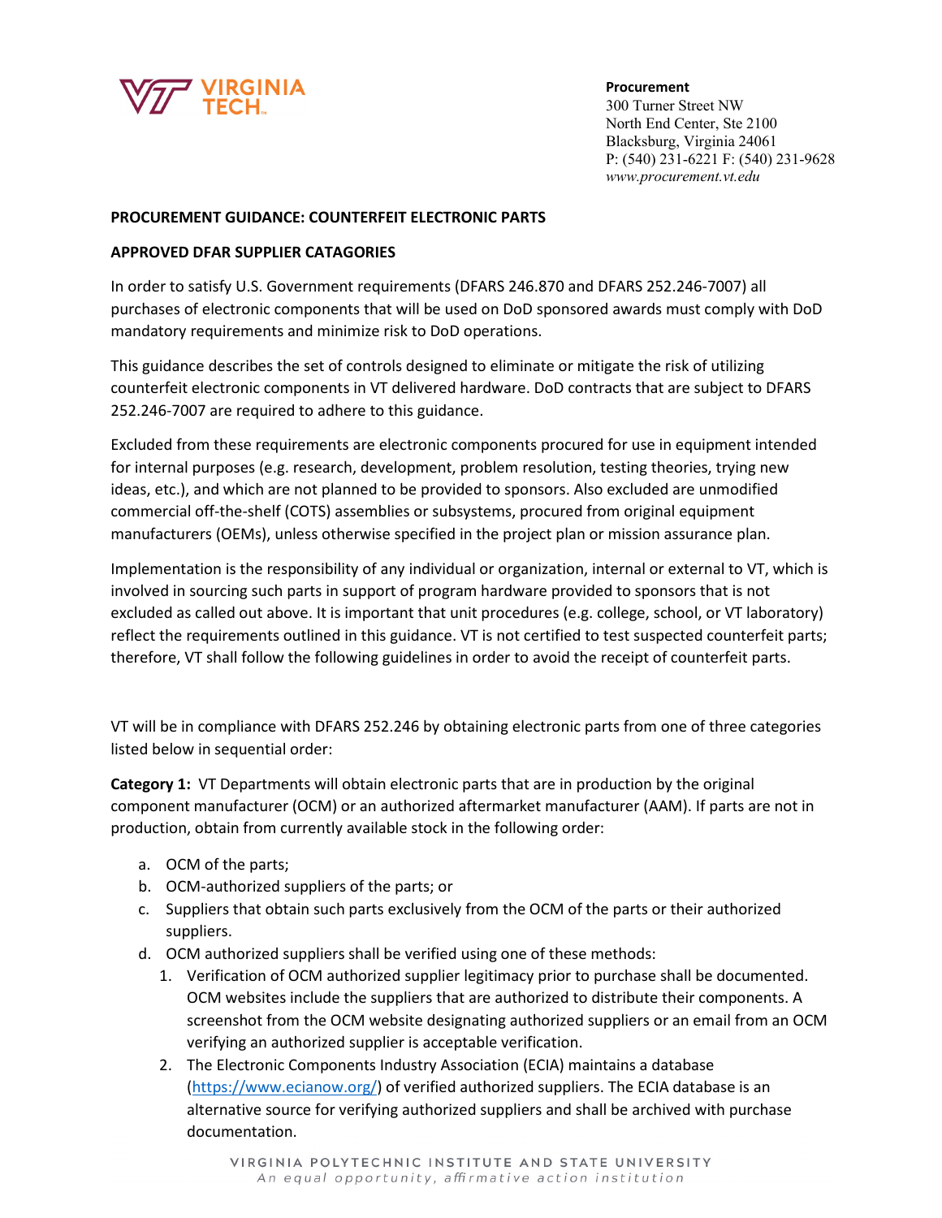Procurement
300 Turner Street NW
North End Center, Ste 2100
Blacksburg, Virginia 24061
P: (540) 231-6221 F: (540) 231-9628
*www.procurement.vt.edu*

**PROCUREMENT GUIDANCE: COUNTERFEIT ELECTRONIC PARTS**

**APPROVED DFAR SUPPLIER CATAGORIES**

In order to satisfy U.S. Government requirements (DFARS 246.870 and DFARS 252.246-7007) all purchases of electronic components that will be used on DoD sponsored awards must comply with DoD mandatory requirements and minimize risk to DoD operations.

This guidance describes the set of controls designed to eliminate or mitigate the risk of utilizing counterfeit electronic components in VT delivered hardware. DoD contracts that are subject to DFARS 252.246-7007 are required to adhere to this guidance.

Excluded from these requirements are electronic components procured for use in equipment intended for internal purposes (e.g. research, development, problem resolution, testing theories, trying new ideas, etc.), and which are not planned to be provided to sponsors. Also excluded are unmodified commercial off-the-shelf (COTS) assemblies or subsystems, procured from original equipment manufacturers (OEMs), unless otherwise specified in the project plan or mission assurance plan.

Implementation is the responsibility of any individual or organization, internal or external to VT, which is involved in sourcing such parts in support of program hardware provided to sponsors that is not excluded as called out above. It is important that unit procedures (e.g. college, school, or VT laboratory) reflect the requirements outlined in this guidance. VT is not certified to test suspected counterfeit parts; therefore, VT shall follow the following guidelines in order to avoid the receipt of counterfeit parts.

VT will be in compliance with DFARS 252.246 by obtaining electronic parts from one of three categories listed below in sequential order:

**Category 1:** VT Departments will obtain electronic parts that are in production by the original component manufacturer (OCM) or an authorized aftermarket manufacturer (AAM). If parts are not in production, obtain from currently available stock in the following order:

a. OCM of the parts;
b. OCM-authorized suppliers of the parts; or
c. Suppliers that obtain such parts exclusively from the OCM of the parts or their authorized suppliers.
d. OCM authorized suppliers shall be verified using one of these methods:
   1. Verification of OCM authorized supplier legitimacy prior to purchase shall be documented. OCM websites include the suppliers that are authorized to distribute their components. A screenshot from the OCM website designating authorized suppliers or an email from an OCM verifying an authorized supplier is acceptable verification.
   2. The Electronic Components Industry Association (ECIA) maintains a database (https://www.ecianow.org/) of verified authorized suppliers. The ECIA database is an alternative source for verifying authorized suppliers and shall be archived with purchase documentation.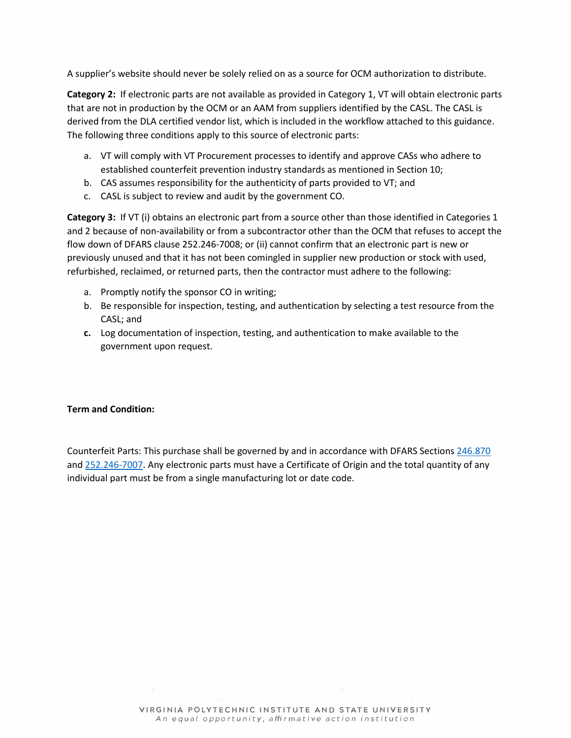A supplier's website should never be solely relied on as a source for OCM authorization to distribute.

**Category 2:** If electronic parts are not available as provided in Category 1, VT will obtain electronic parts that are not in production by the OCM or an AAM from suppliers identified by the CASL. The CASL is derived from the DLA certified vendor list, which is included in the workflow attached to this guidance. The following three conditions apply to this source of electronic parts:

a. VT will comply with VT Procurement processes to identify and approve CASs who adhere to established counterfeit prevention industry standards as mentioned in Section 10;
b. CAS assumes responsibility for the authenticity of parts provided to VT; and
c. CASL is subject to review and audit by the government CO.

**Category 3:** If VT (i) obtains an electronic part from a source other than those identified in Categories 1 and 2 because of non-availability or from a subcontractor other than the OCM that refuses to accept the flow down of DFARS clause 252.246-7008; or (ii) cannot confirm that an electronic part is new or previously unused and that it has not been comingled in supplier new production or stock with used, refurbished, reclaimed, or returned parts, then the contractor must adhere to the following:

a. Promptly notify the sponsor CO in writing;
b. Be responsible for inspection, testing, and authentication by selecting a test resource from the CASL; and
**c.** Log documentation of inspection, testing, and authentication to make available to the government upon request.

**Term and Condition:**

Counterfeit Parts: This purchase shall be governed by and in accordance with DFARS Sections 246.870 and 252.246-7007. Any electronic parts must have a Certificate of Origin and the total quantity of any individual part must be from a single manufacturing lot or date code.